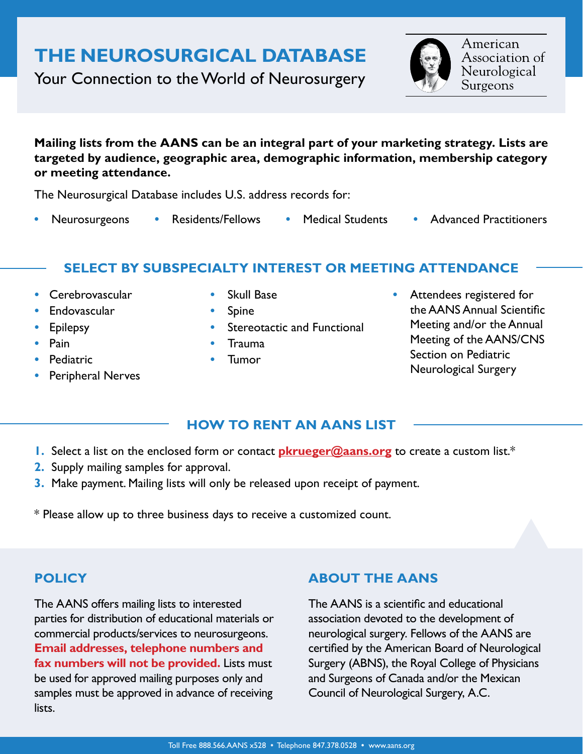# THE NEUROSURGICAL DATABASE

Your Connection to the World of Neurosurgery

American Association of Neurological Surgeons

**Mailing lists from the AANS can be an integral part of your marketing strategy. Lists are targeted by audience, geographic area, demographic information, membership category or meeting attendance.**

The Neurosurgical Database includes U.S. address records for:

- Neurosurgeons
- Residents/Fellows
- Medical Students
- Advanced Practitioners

## SELECT BY SUBSPECIALTY INTEREST OR MEETING ATTENDANCE

- Cerebrovascular
- Endovascular
- Epilepsy
- Pain
- Pediatric
- Peripheral Nerves
- Skull Base
- Spine
- Stereotactic and Functional
- Trauma
- Tumor
- Attendees registered for the AANS Annual Scientific Meeting and/or the Annual Meeting of the AANS/CNS Section on Pediatric Neurological Surgery

## HOW TO RENT AN AANS LIST

1. Select a list on the enclosed form or contact **pkrueger@aans.org** to create a custom list.*
2. Supply mailing samples for approval.
3. Make payment. Mailing lists will only be released upon receipt of payment.

* Please allow up to three business days to receive a customized count.

## POLICY

The AANS offers mailing lists to interested parties for distribution of educational materials or commercial products/services to neurosurgeons. **Email addresses, telephone numbers and fax numbers will not be provided.** Lists must be used for approved mailing purposes only and samples must be approved in advance of receiving lists.

## ABOUT THE AANS

The AANS is a scientific and educational association devoted to the development of neurological surgery. Fellows of the AANS are certified by the American Board of Neurological Surgery (ABNS), the Royal College of Physicians and Surgeons of Canada and/or the Mexican Council of Neurological Surgery, A.C.

Toll Free 888.566.AANS x528 • Telephone 847.378.0528 • www.aans.org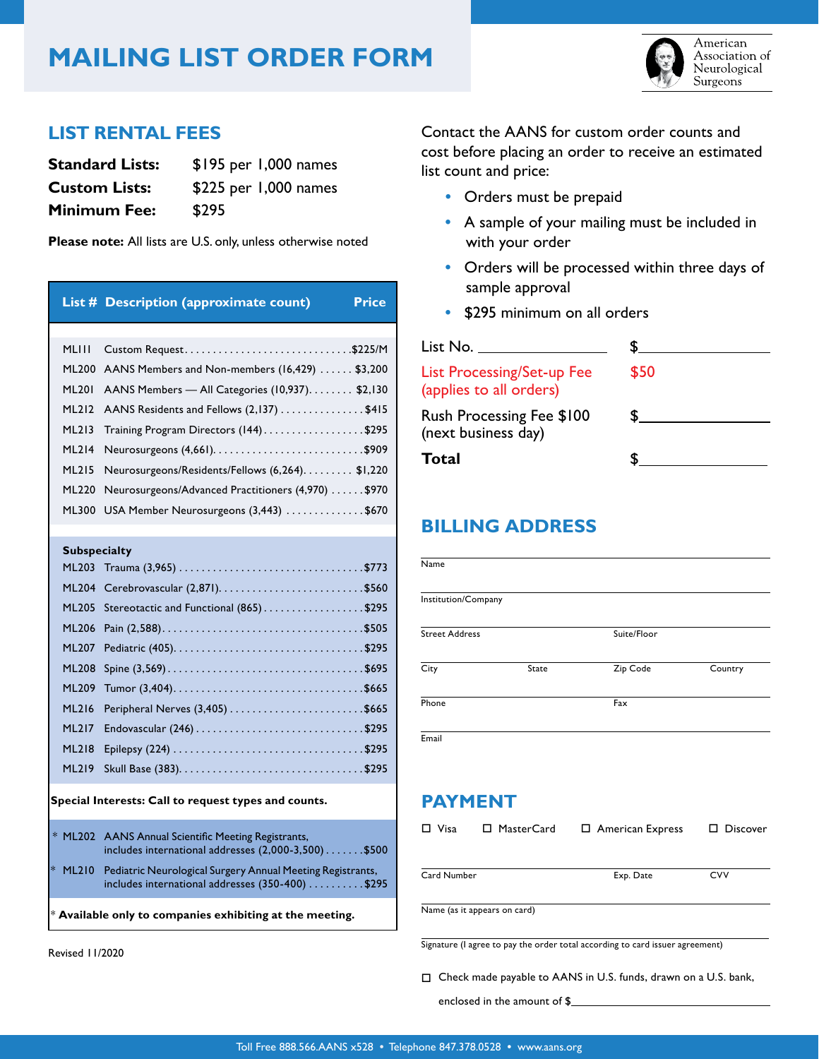# MAILING LIST ORDER FORM

American Association of Neurological Surgeons

## LIST RENTAL FEES

**Standard Lists:** $195 per 1,000 names
**Custom Lists:** $225 per 1,000 names
**Minimum Fee:** $295

**Please note:** All lists are U.S. only, unless otherwise noted

| List # | Description (approximate count) | Price |
|---|---|---|
| ML111 | Custom Request | $225/M |
| ML200 | AANS Members and Non-members (16,429) | $3,200 |
| ML201 | AANS Members — All Categories (10,937) | $2,130 |
| ML212 | AANS Residents and Fellows (2,137) | $415 |
| ML213 | Training Program Directors (144) | $295 |
| ML214 | Neurosurgeons (4,661) | $909 |
| ML215 | Neurosurgeons/Residents/Fellows (6,264) | $1,220 |
| ML220 | Neurosurgeons/Advanced Practitioners (4,970) | $970 |
| ML300 | USA Member Neurosurgeons (3,443) | $670 |
| **Subspecialty** | | |
| ML203 | Trauma (3,965) | $773 |
| ML204 | Cerebrovascular (2,871) | $560 |
| ML205 | Stereotactic and Functional (865) | $295 |
| ML206 | Pain (2,588) | $505 |
| ML207 | Pediatric (405) | $295 |
| ML208 | Spine (3,569) | $695 |
| ML209 | Tumor (3,404) | $665 |
| ML216 | Peripheral Nerves (3,405) | $665 |
| ML217 | Endovascular (246) | $295 |
| ML218 | Epilepsy (224) | $295 |
| ML219 | Skull Base (383) | $295 |
| **Special Interests: Call to request types and counts.** | | |
| * ML202 | AANS Annual Scientific Meeting Registrants, includes international addresses (2,000-3,500) | $500 |
| * ML210 | Pediatric Neurological Surgery Annual Meeting Registrants, includes international addresses (350-400) | $295 |

\* **Available only to companies exhibiting at the meeting.**

Revised 11/2020

Contact the AANS for custom order counts and cost before placing an order to receive an estimated list count and price:

- Orders must be prepaid
- A sample of your mailing must be included in with your order
- Orders will be processed within three days of sample approval
- $295 minimum on all orders

List No. ____________ $____________

List Processing/Set-up Fee (applies to all orders) $50

Rush Processing Fee $100 (next business day) $____________

**Total** $____________

## BILLING ADDRESS

Name

Institution/Company

Street Address | Suite/Floor

City | State | Zip Code | Country

Phone | Fax

Email

## PAYMENT

☐ Visa ☐ MasterCard ☐ American Express ☐ Discover

Card Number | Exp. Date | CVV

Name (as it appears on card)

Signature (I agree to pay the order total according to card issuer agreement)

☐ Check made payable to AANS in U.S. funds, drawn on a U.S. bank, enclosed in the amount of $____________

Toll Free 888.566.AANS x528 • Telephone 847.378.0528 • www.aans.org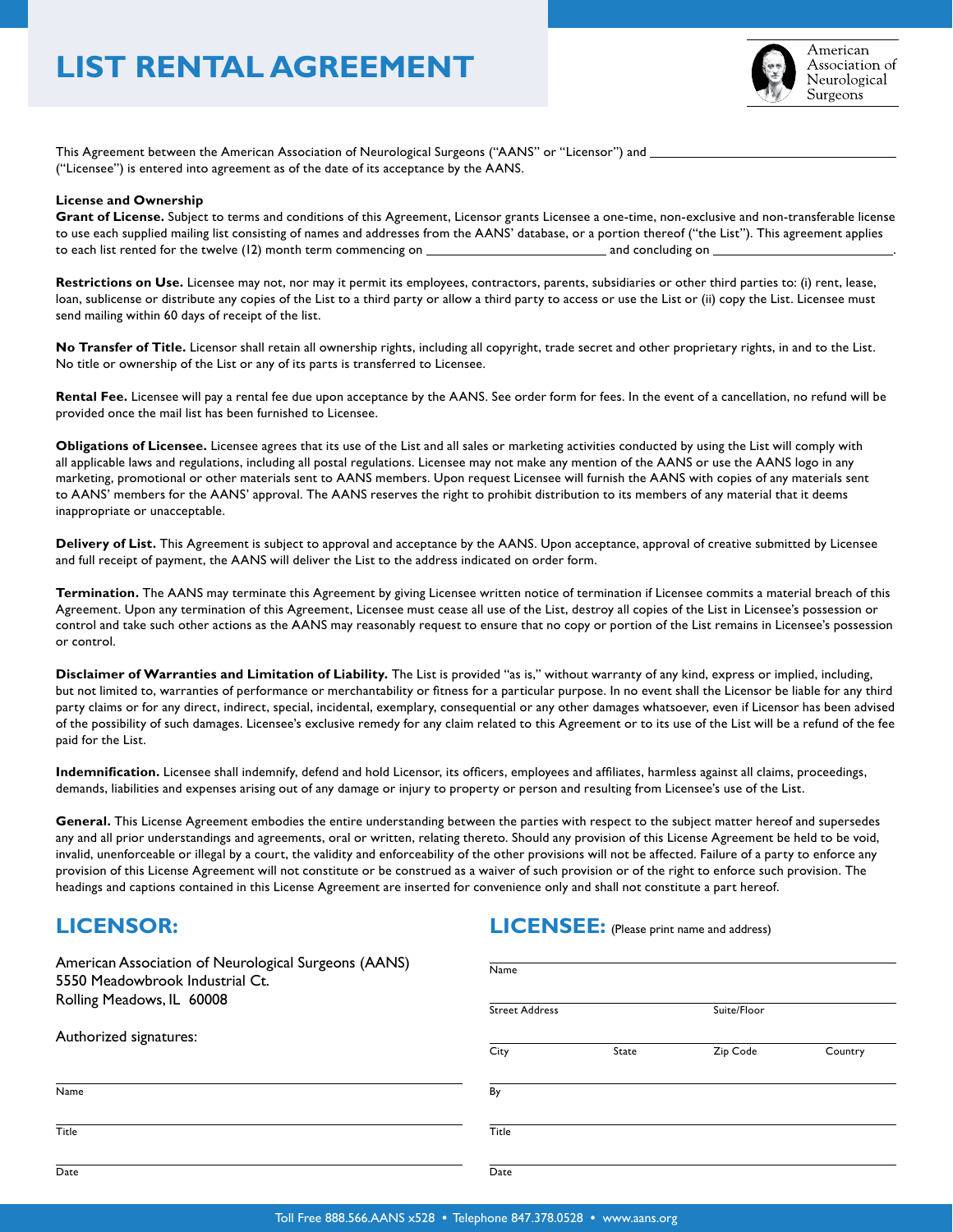# LIST RENTAL AGREEMENT

American Association of Neurological Surgeons

This Agreement between the American Association of Neurological Surgeons ("AANS" or "Licensor") and ______________________________ ("Licensee") is entered into agreement as of the date of its acceptance by the AANS.

**License and Ownership**

**Grant of License.** Subject to terms and conditions of this Agreement, Licensor grants Licensee a one-time, non-exclusive and non-transferable license to use each supplied mailing list consisting of names and addresses from the AANS' database, or a portion thereof ("the List"). This agreement applies to each list rented for the twelve (12) month term commencing on ______________________ and concluding on ______________________.

**Restrictions on Use.** Licensee may not, nor may it permit its employees, contractors, parents, subsidiaries or other third parties to: (i) rent, lease, loan, sublicense or distribute any copies of the List to a third party or allow a third party to access or use the List or (ii) copy the List. Licensee must send mailing within 60 days of receipt of the list.

**No Transfer of Title.** Licensor shall retain all ownership rights, including all copyright, trade secret and other proprietary rights, in and to the List. No title or ownership of the List or any of its parts is transferred to Licensee.

**Rental Fee.** Licensee will pay a rental fee due upon acceptance by the AANS. See order form for fees. In the event of a cancellation, no refund will be provided once the mail list has been furnished to Licensee.

**Obligations of Licensee.** Licensee agrees that its use of the List and all sales or marketing activities conducted by using the List will comply with all applicable laws and regulations, including all postal regulations. Licensee may not make any mention of the AANS or use the AANS logo in any marketing, promotional or other materials sent to AANS members. Upon request Licensee will furnish the AANS with copies of any materials sent to AANS' members for the AANS' approval. The AANS reserves the right to prohibit distribution to its members of any material that it deems inappropriate or unacceptable.

**Delivery of List.** This Agreement is subject to approval and acceptance by the AANS. Upon acceptance, approval of creative submitted by Licensee and full receipt of payment, the AANS will deliver the List to the address indicated on order form.

**Termination.** The AANS may terminate this Agreement by giving Licensee written notice of termination if Licensee commits a material breach of this Agreement. Upon any termination of this Agreement, Licensee must cease all use of the List, destroy all copies of the List in Licensee's possession or control and take such other actions as the AANS may reasonably request to ensure that no copy or portion of the List remains in Licensee's possession or control.

**Disclaimer of Warranties and Limitation of Liability.** The List is provided "as is," without warranty of any kind, express or implied, including, but not limited to, warranties of performance or merchantability or fitness for a particular purpose. In no event shall the Licensor be liable for any third party claims or for any direct, indirect, special, incidental, exemplary, consequential or any other damages whatsoever, even if Licensor has been advised of the possibility of such damages. Licensee's exclusive remedy for any claim related to this Agreement or to its use of the List will be a refund of the fee paid for the List.

**Indemnification.** Licensee shall indemnify, defend and hold Licensor, its officers, employees and affiliates, harmless against all claims, proceedings, demands, liabilities and expenses arising out of any damage or injury to property or person and resulting from Licensee's use of the List.

**General.** This License Agreement embodies the entire understanding between the parties with respect to the subject matter hereof and supersedes any and all prior understandings and agreements, oral or written, relating thereto. Should any provision of this License Agreement be held to be void, invalid, unenforceable or illegal by a court, the validity and enforceability of the other provisions will not be affected. Failure of a party to enforce any provision of this License Agreement will not constitute or be construed as a waiver of such provision or of the right to enforce such provision. The headings and captions contained in this License Agreement are inserted for convenience only and shall not constitute a part hereof.

## LICENSOR:

American Association of Neurological Surgeons (AANS)
5550 Meadowbrook Industrial Ct.
Rolling Meadows, IL 60008

Authorized signatures:

______________________________
Name

______________________________
Title

______________________________
Date

## LICENSEE: (Please print name and address)

______________________________
Name

______________________________
Street Address | Suite/Floor

______________________________
City | State | Zip Code | Country

______________________________
By

______________________________
Title

______________________________
Date

Toll Free 888.566.AANS x528 • Telephone 847.378.0528 • www.aans.org